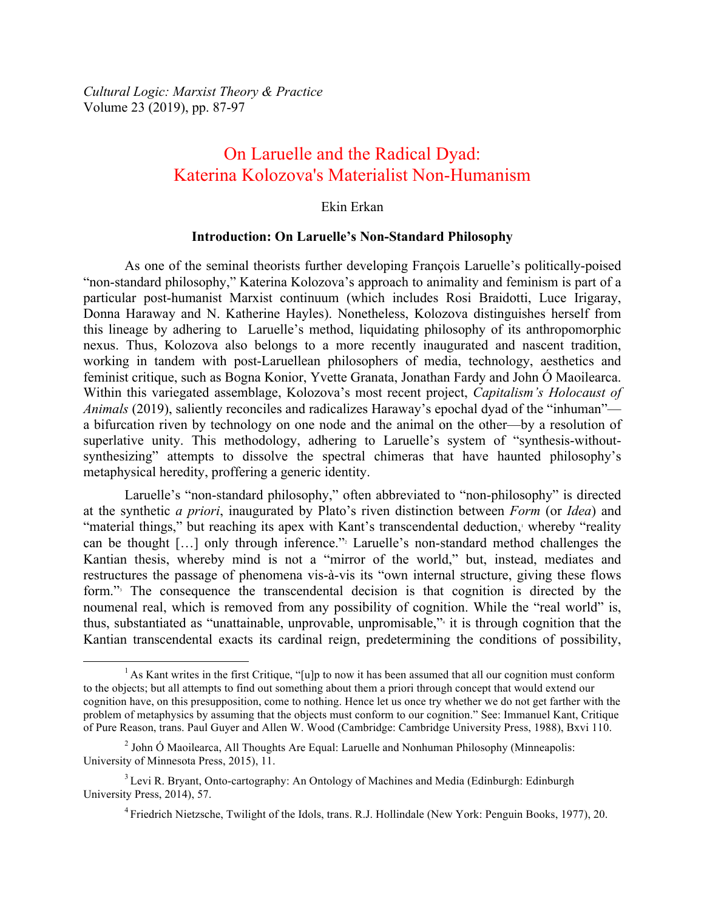*Cultural Logic: Marxist Theory & Practice*
Volume 23 (2019), pp. 87-97

# On Laruelle and the Radical Dyad: Katerina Kolozova's Materialist Non-Humanism

Ekin Erkan

## Introduction: On Laruelle's Non-Standard Philosophy

As one of the seminal theorists further developing François Laruelle's politically-poised "non-standard philosophy," Katerina Kolozova's approach to animality and feminism is part of a particular post-humanist Marxist continuum (which includes Rosi Braidotti, Luce Irigaray, Donna Haraway and N. Katherine Hayles). Nonetheless, Kolozova distinguishes herself from this lineage by adhering to Laruelle's method, liquidating philosophy of its anthropomorphic nexus. Thus, Kolozova also belongs to a more recently inaugurated and nascent tradition, working in tandem with post-Laruellean philosophers of media, technology, aesthetics and feminist critique, such as Bogna Konior, Yvette Granata, Jonathan Fardy and John Ó Maoilearca. Within this variegated assemblage, Kolozova's most recent project, *Capitalism's Holocaust of Animals* (2019), saliently reconciles and radicalizes Haraway's epochal dyad of the "inhuman"—a bifurcation riven by technology on one node and the animal on the other—by a resolution of superlative unity. This methodology, adhering to Laruelle's system of "synthesis-without-synthesizing" attempts to dissolve the spectral chimeras that have haunted philosophy's metaphysical heredity, proffering a generic identity.

Laruelle's "non-standard philosophy," often abbreviated to "non-philosophy" is directed at the synthetic *a priori*, inaugurated by Plato's riven distinction between *Form* (or *Idea*) and "material things," but reaching its apex with Kant's transcendental deduction,[1] whereby "reality can be thought […] only through inference."[2] Laruelle's non-standard method challenges the Kantian thesis, whereby mind is not a "mirror of the world," but, instead, mediates and restructures the passage of phenomena vis-à-vis its "own internal structure, giving these flows form."[3] The consequence the transcendental decision is that cognition is directed by the noumenal real, which is removed from any possibility of cognition. While the "real world" is, thus, substantiated as "unattainable, unprovable, unpromisable,"[4] it is through cognition that the Kantian transcendental exacts its cardinal reign, predetermining the conditions of possibility,

---

[1] As Kant writes in the first Critique, "[u]p to now it has been assumed that all our cognition must conform to the objects; but all attempts to find out something about them a priori through concept that would extend our cognition have, on this presupposition, come to nothing. Hence let us once try whether we do not get farther with the problem of metaphysics by assuming that the objects must conform to our cognition." See: Immanuel Kant, Critique of Pure Reason, trans. Paul Guyer and Allen W. Wood (Cambridge: Cambridge University Press, 1988), Bxvi 110.

[2] John Ó Maoilearca, All Thoughts Are Equal: Laruelle and Nonhuman Philosophy (Minneapolis: University of Minnesota Press, 2015), 11.

[3] Levi R. Bryant, Onto-cartography: An Ontology of Machines and Media (Edinburgh: Edinburgh University Press, 2014), 57.

[4] Friedrich Nietzsche, Twilight of the Idols, trans. R.J. Hollindale (New York: Penguin Books, 1977), 20.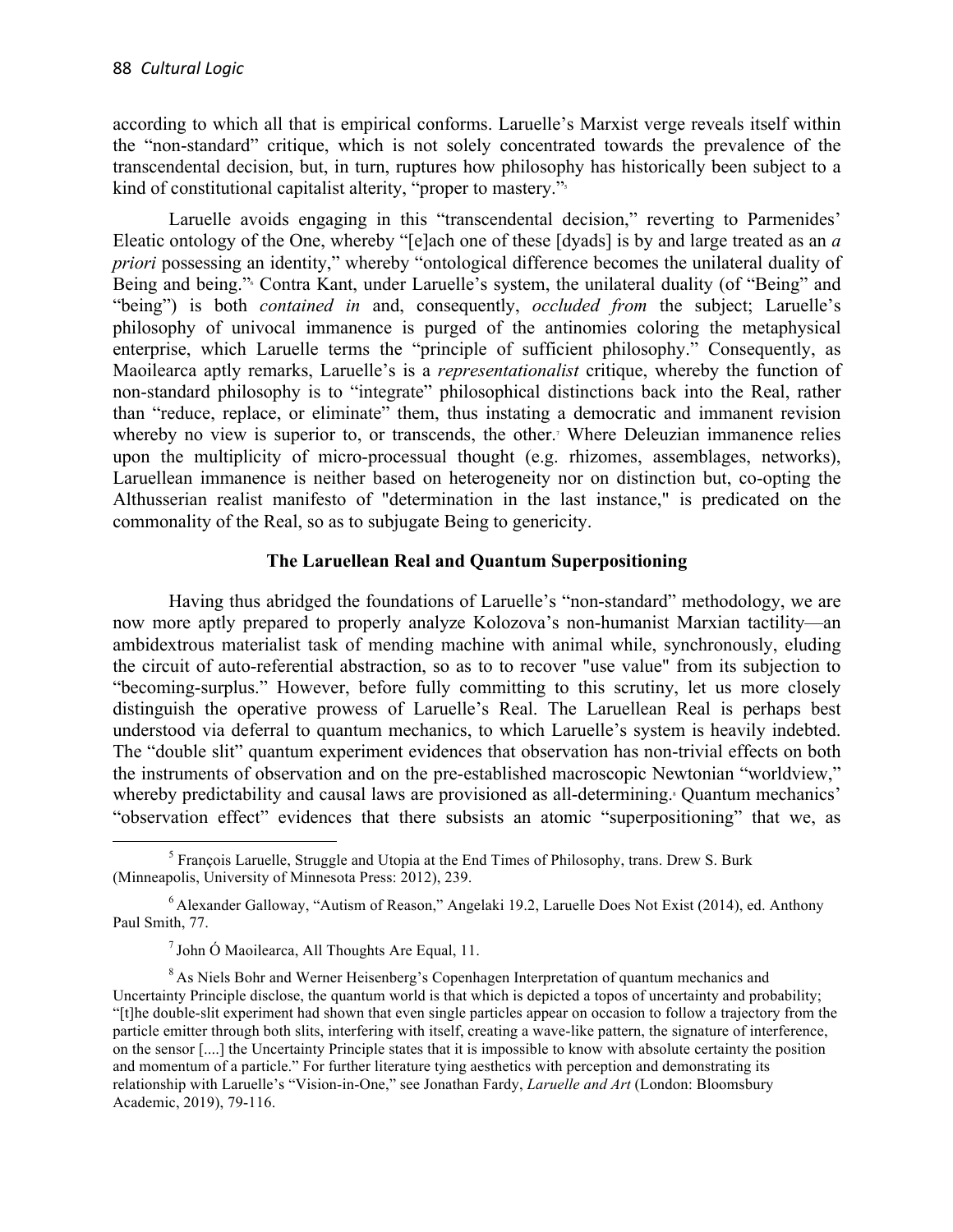according to which all that is empirical conforms. Laruelle's Marxist verge reveals itself within the "non-standard" critique, which is not solely concentrated towards the prevalence of the transcendental decision, but, in turn, ruptures how philosophy has historically been subject to a kind of constitutional capitalist alterity, "proper to mastery."[5]

Laruelle avoids engaging in this "transcendental decision," reverting to Parmenides' Eleatic ontology of the One, whereby "[e]ach one of these [dyads] is by and large treated as an *a priori* possessing an identity," whereby "ontological difference becomes the unilateral duality of Being and being."[6] Contra Kant, under Laruelle's system, the unilateral duality (of "Being" and "being") is both *contained in* and, consequently, *occluded from* the subject; Laruelle's philosophy of univocal immanence is purged of the antinomies coloring the metaphysical enterprise, which Laruelle terms the "principle of sufficient philosophy." Consequently, as Maoilearca aptly remarks, Laruelle's is a *representationalist* critique, whereby the function of non-standard philosophy is to "integrate" philosophical distinctions back into the Real, rather than "reduce, replace, or eliminate" them, thus instating a democratic and immanent revision whereby no view is superior to, or transcends, the other.[7] Where Deleuzian immanence relies upon the multiplicity of micro-processual thought (e.g. rhizomes, assemblages, networks), Laruellean immanence is neither based on heterogeneity nor on distinction but, co-opting the Althusserian realist manifesto of "determination in the last instance," is predicated on the commonality of the Real, so as to subjugate Being to genericity.

### The Laruellean Real and Quantum Superpositioning

Having thus abridged the foundations of Laruelle's "non-standard" methodology, we are now more aptly prepared to properly analyze Kolozova's non-humanist Marxian tactility—an ambidextrous materialist task of mending machine with animal while, synchronously, eluding the circuit of auto-referential abstraction, so as to to recover "use value" from its subjection to "becoming-surplus." However, before fully committing to this scrutiny, let us more closely distinguish the operative prowess of Laruelle's Real. The Laruellean Real is perhaps best understood via deferral to quantum mechanics, to which Laruelle's system is heavily indebted. The "double slit" quantum experiment evidences that observation has non-trivial effects on both the instruments of observation and on the pre-established macroscopic Newtonian "worldview," whereby predictability and causal laws are provisioned as all-determining.[8] Quantum mechanics' "observation effect" evidences that there subsists an atomic "superpositioning" that we, as

---

[5] François Laruelle, Struggle and Utopia at the End Times of Philosophy, trans. Drew S. Burk (Minneapolis, University of Minnesota Press: 2012), 239.

[6] Alexander Galloway, "Autism of Reason," Angelaki 19.2, Laruelle Does Not Exist (2014), ed. Anthony Paul Smith, 77.

[7] John Ó Maoilearca, All Thoughts Are Equal, 11.

[8] As Niels Bohr and Werner Heisenberg's Copenhagen Interpretation of quantum mechanics and Uncertainty Principle disclose, the quantum world is that which is depicted a topos of uncertainty and probability; "[t]he double-slit experiment had shown that even single particles appear on occasion to follow a trajectory from the particle emitter through both slits, interfering with itself, creating a wave-like pattern, the signature of interference, on the sensor [....] the Uncertainty Principle states that it is impossible to know with absolute certainty the position and momentum of a particle." For further literature tying aesthetics with perception and demonstrating its relationship with Laruelle's "Vision-in-One," see Jonathan Fardy, *Laruelle and Art* (London: Bloomsbury Academic, 2019), 79-116.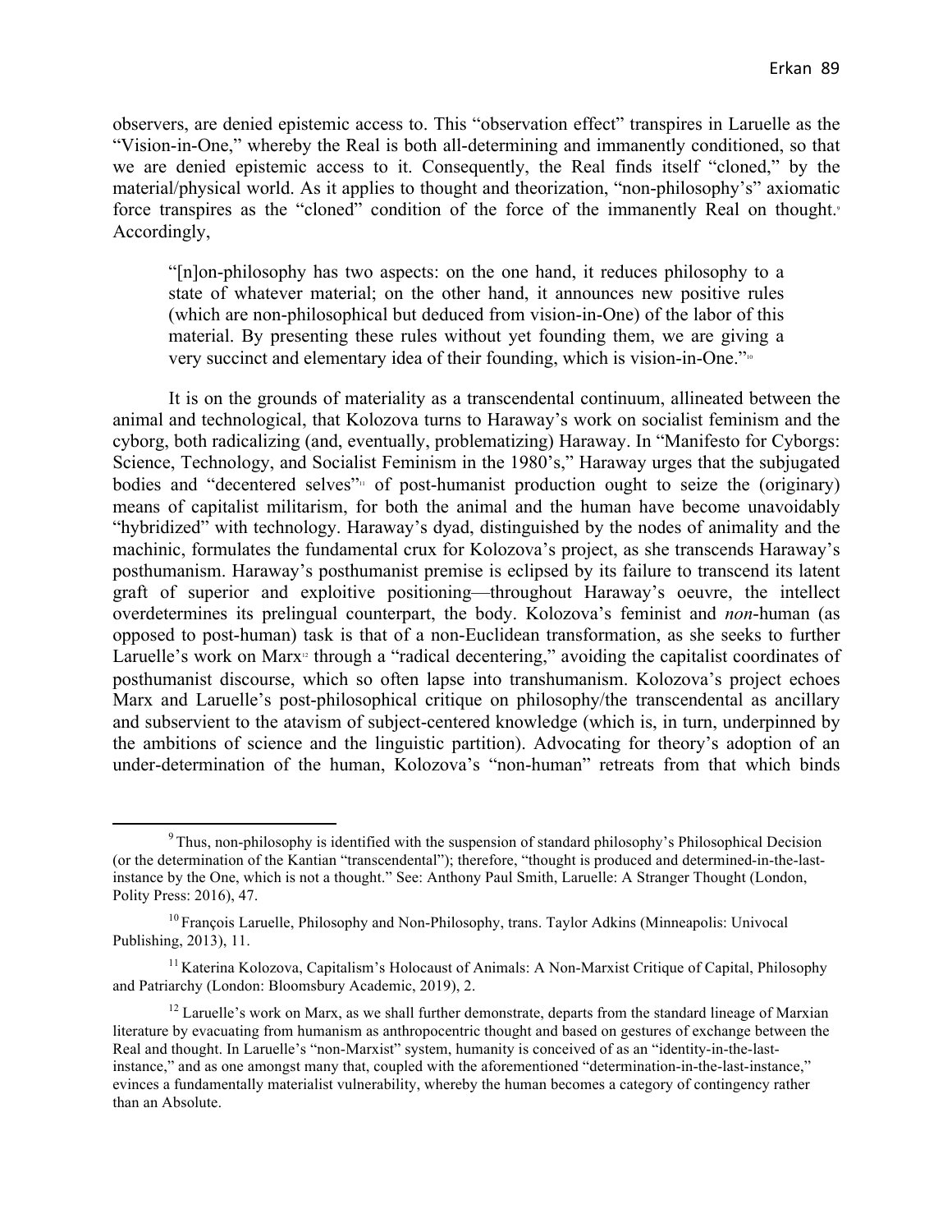observers, are denied epistemic access to. This "observation effect" transpires in Laruelle as the "Vision-in-One," whereby the Real is both all-determining and immanently conditioned, so that we are denied epistemic access to it. Consequently, the Real finds itself "cloned," by the material/physical world. As it applies to thought and theorization, "non-philosophy's" axiomatic force transpires as the "cloned" condition of the force of the immanently Real on thought.[9] Accordingly,

> "[n]on-philosophy has two aspects: on the one hand, it reduces philosophy to a state of whatever material; on the other hand, it announces new positive rules (which are non-philosophical but deduced from vision-in-One) of the labor of this material. By presenting these rules without yet founding them, we are giving a very succinct and elementary idea of their founding, which is vision-in-One."[10]

It is on the grounds of materiality as a transcendental continuum, allineated between the animal and technological, that Kolozova turns to Haraway's work on socialist feminism and the cyborg, both radicalizing (and, eventually, problematizing) Haraway. In "Manifesto for Cyborgs: Science, Technology, and Socialist Feminism in the 1980's," Haraway urges that the subjugated bodies and "decentered selves"[11] of post-humanist production ought to seize the (originary) means of capitalist militarism, for both the animal and the human have become unavoidably "hybridized" with technology. Haraway's dyad, distinguished by the nodes of animality and the machinic, formulates the fundamental crux for Kolozova's project, as she transcends Haraway's posthumanism. Haraway's posthumanist premise is eclipsed by its failure to transcend its latent graft of superior and exploitive positioning—throughout Haraway's oeuvre, the intellect overdetermines its prelingual counterpart, the body. Kolozova's feminist and *non*-human (as opposed to post-human) task is that of a non-Euclidean transformation, as she seeks to further Laruelle's work on Marx[12] through a "radical decentering," avoiding the capitalist coordinates of posthumanist discourse, which so often lapse into transhumanism. Kolozova's project echoes Marx and Laruelle's post-philosophical critique on philosophy/the transcendental as ancillary and subservient to the atavism of subject-centered knowledge (which is, in turn, underpinned by the ambitions of science and the linguistic partition). Advocating for theory's adoption of an under-determination of the human, Kolozova's "non-human" retreats from that which binds

---

[9] Thus, non-philosophy is identified with the suspension of standard philosophy's Philosophical Decision (or the determination of the Kantian "transcendental"); therefore, "thought is produced and determined-in-the-last-instance by the One, which is not a thought." See: Anthony Paul Smith, Laruelle: A Stranger Thought (London, Polity Press: 2016), 47.

[10] François Laruelle, Philosophy and Non-Philosophy, trans. Taylor Adkins (Minneapolis: Univocal Publishing, 2013), 11.

[11] Katerina Kolozova, Capitalism's Holocaust of Animals: A Non-Marxist Critique of Capital, Philosophy and Patriarchy (London: Bloomsbury Academic, 2019), 2.

[12] Laruelle's work on Marx, as we shall further demonstrate, departs from the standard lineage of Marxian literature by evacuating from humanism as anthropocentric thought and based on gestures of exchange between the Real and thought. In Laruelle's "non-Marxist" system, humanity is conceived of as an "identity-in-the-last-instance," and as one amongst many that, coupled with the aforementioned "determination-in-the-last-instance," evinces a fundamentally materialist vulnerability, whereby the human becomes a category of contingency rather than an Absolute.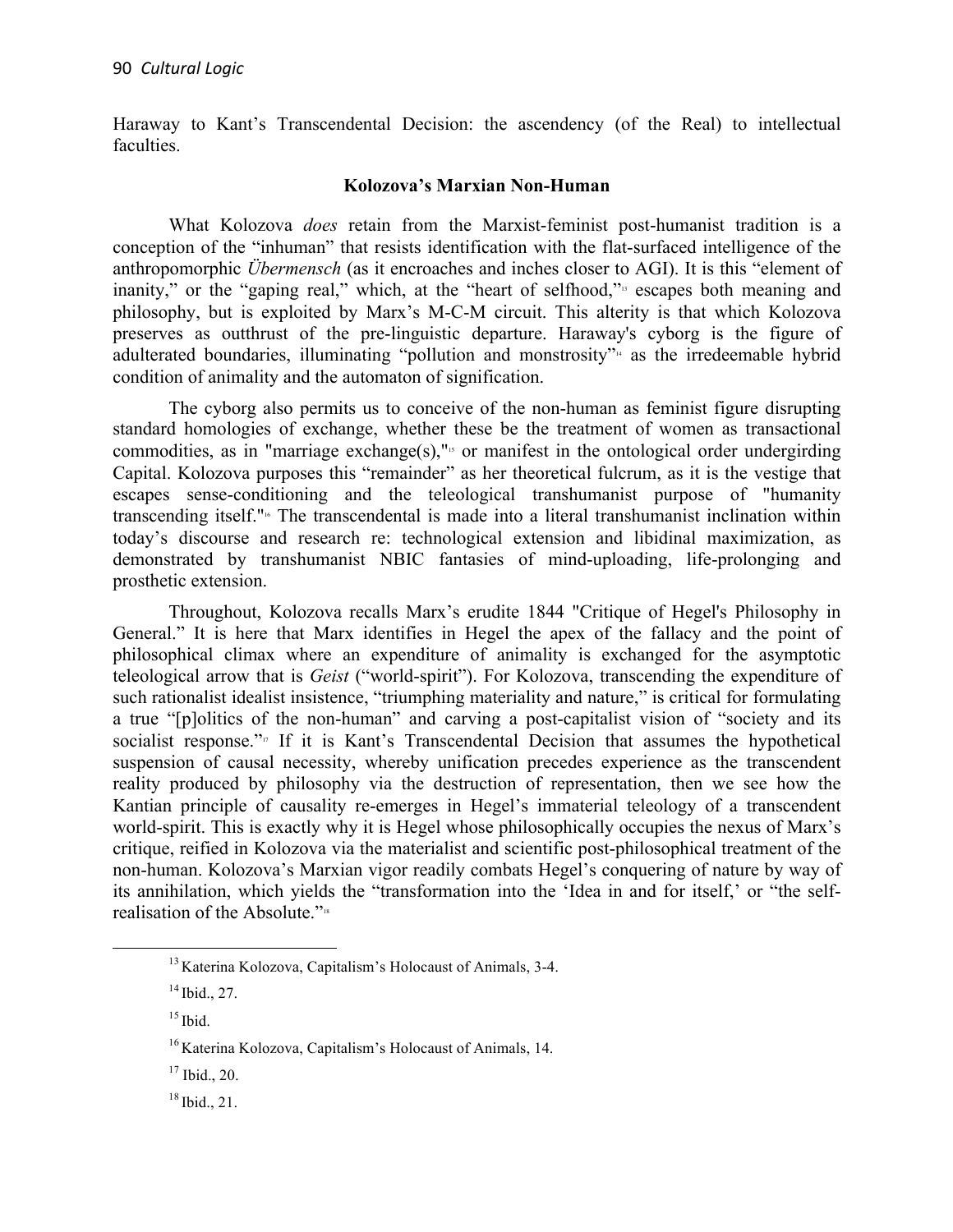Haraway to Kant's Transcendental Decision: the ascendency (of the Real) to intellectual faculties.

**Kolozova's Marxian Non-Human**

What Kolozova *does* retain from the Marxist-feminist post-humanist tradition is a conception of the "inhuman" that resists identification with the flat-surfaced intelligence of the anthropomorphic *Übermensch* (as it encroaches and inches closer to AGI). It is this "element of inanity," or the "gaping real," which, at the "heart of selfhood,"[13] escapes both meaning and philosophy, but is exploited by Marx's M-C-M circuit. This alterity is that which Kolozova preserves as outthrust of the pre-linguistic departure. Haraway's cyborg is the figure of adulterated boundaries, illuminating "pollution and monstrosity"[14] as the irredeemable hybrid condition of animality and the automaton of signification.

The cyborg also permits us to conceive of the non-human as feminist figure disrupting standard homologies of exchange, whether these be the treatment of women as transactional commodities, as in "marriage exchange(s),"[15] or manifest in the ontological order undergirding Capital. Kolozova purposes this "remainder" as her theoretical fulcrum, as it is the vestige that escapes sense-conditioning and the teleological transhumanist purpose of "humanity transcending itself."[16] The transcendental is made into a literal transhumanist inclination within today's discourse and research re: technological extension and libidinal maximization, as demonstrated by transhumanist NBIC fantasies of mind-uploading, life-prolonging and prosthetic extension.

Throughout, Kolozova recalls Marx's erudite 1844 "Critique of Hegel's Philosophy in General." It is here that Marx identifies in Hegel the apex of the fallacy and the point of philosophical climax where an expenditure of animality is exchanged for the asymptotic teleological arrow that is *Geist* ("world-spirit"). For Kolozova, transcending the expenditure of such rationalist idealist insistence, "triumphing materiality and nature," is critical for formulating a true "[p]olitics of the non-human" and carving a post-capitalist vision of "society and its socialist response."[17] If it is Kant's Transcendental Decision that assumes the hypothetical suspension of causal necessity, whereby unification precedes experience as the transcendent reality produced by philosophy via the destruction of representation, then we see how the Kantian principle of causality re-emerges in Hegel's immaterial teleology of a transcendent world-spirit. This is exactly why it is Hegel whose philosophically occupies the nexus of Marx's critique, reified in Kolozova via the materialist and scientific post-philosophical treatment of the non-human. Kolozova's Marxian vigor readily combats Hegel's conquering of nature by way of its annihilation, which yields the "transformation into the 'Idea in and for itself,' or "the self-realisation of the Absolute."[18]

---

[13] Katerina Kolozova, Capitalism's Holocaust of Animals, 3-4.

[14] Ibid., 27.

[15] Ibid.

[16] Katerina Kolozova, Capitalism's Holocaust of Animals, 14.

[17] Ibid., 20.

[18] Ibid., 21.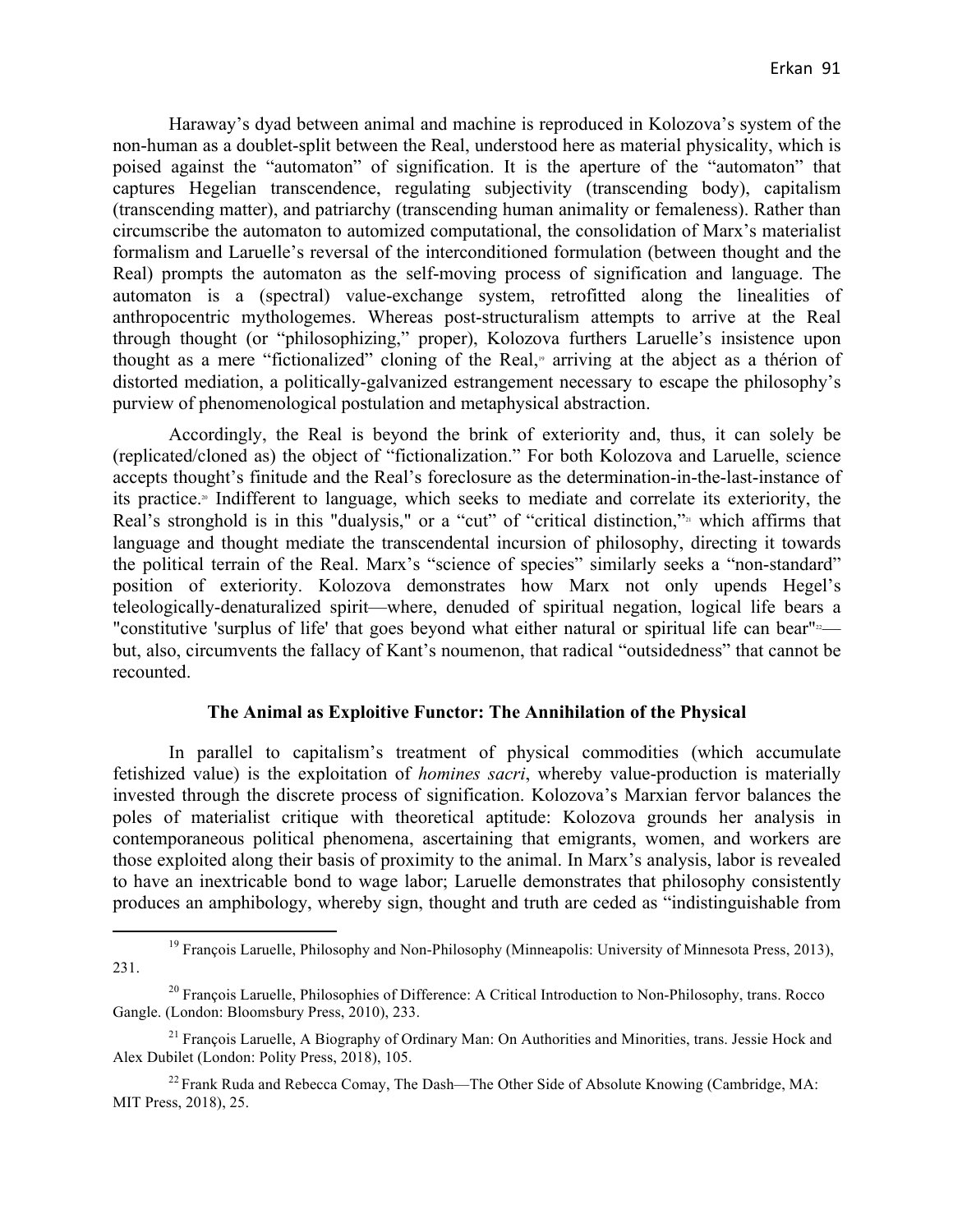Haraway's dyad between animal and machine is reproduced in Kolozova's system of the non-human as a doublet-split between the Real, understood here as material physicality, which is poised against the "automaton" of signification. It is the aperture of the "automaton" that captures Hegelian transcendence, regulating subjectivity (transcending body), capitalism (transcending matter), and patriarchy (transcending human animality or femaleness). Rather than circumscribe the automaton to automized computational, the consolidation of Marx's materialist formalism and Laruelle's reversal of the interconditioned formulation (between thought and the Real) prompts the automaton as the self-moving process of signification and language. The automaton is a (spectral) value-exchange system, retrofitted along the linealities of anthropocentric mythologemes. Whereas post-structuralism attempts to arrive at the Real through thought (or "philosophizing," proper), Kolozova furthers Laruelle's insistence upon thought as a mere "fictionalized" cloning of the Real,[19] arriving at the abject as a thérion of distorted mediation, a politically-galvanized estrangement necessary to escape the philosophy's purview of phenomenological postulation and metaphysical abstraction.

Accordingly, the Real is beyond the brink of exteriority and, thus, it can solely be (replicated/cloned as) the object of "fictionalization." For both Kolozova and Laruelle, science accepts thought's finitude and the Real's foreclosure as the determination-in-the-last-instance of its practice.[20] Indifferent to language, which seeks to mediate and correlate its exteriority, the Real's stronghold is in this "dualysis," or a "cut" of "critical distinction,"[21] which affirms that language and thought mediate the transcendental incursion of philosophy, directing it towards the political terrain of the Real. Marx's "science of species" similarly seeks a "non-standard" position of exteriority. Kolozova demonstrates how Marx not only upends Hegel's teleologically-denaturalized spirit—where, denuded of spiritual negation, logical life bears a "constitutive 'surplus of life' that goes beyond what either natural or spiritual life can bear"[22]—but, also, circumvents the fallacy of Kant's noumenon, that radical "outsidedness" that cannot be recounted.

### The Animal as Exploitive Functor: The Annihilation of the Physical

In parallel to capitalism's treatment of physical commodities (which accumulate fetishized value) is the exploitation of *homines sacri*, whereby value-production is materially invested through the discrete process of signification. Kolozova's Marxian fervor balances the poles of materialist critique with theoretical aptitude: Kolozova grounds her analysis in contemporaneous political phenomena, ascertaining that emigrants, women, and workers are those exploited along their basis of proximity to the animal. In Marx's analysis, labor is revealed to have an inextricable bond to wage labor; Laruelle demonstrates that philosophy consistently produces an amphibology, whereby sign, thought and truth are ceded as "indistinguishable from

---

[19] François Laruelle, Philosophy and Non-Philosophy (Minneapolis: University of Minnesota Press, 2013), 231.

[20] François Laruelle, Philosophies of Difference: A Critical Introduction to Non-Philosophy, trans. Rocco Gangle. (London: Bloomsbury Press, 2010), 233.

[21] François Laruelle, A Biography of Ordinary Man: On Authorities and Minorities, trans. Jessie Hock and Alex Dubilet (London: Polity Press, 2018), 105.

[22] Frank Ruda and Rebecca Comay, The Dash—The Other Side of Absolute Knowing (Cambridge, MA: MIT Press, 2018), 25.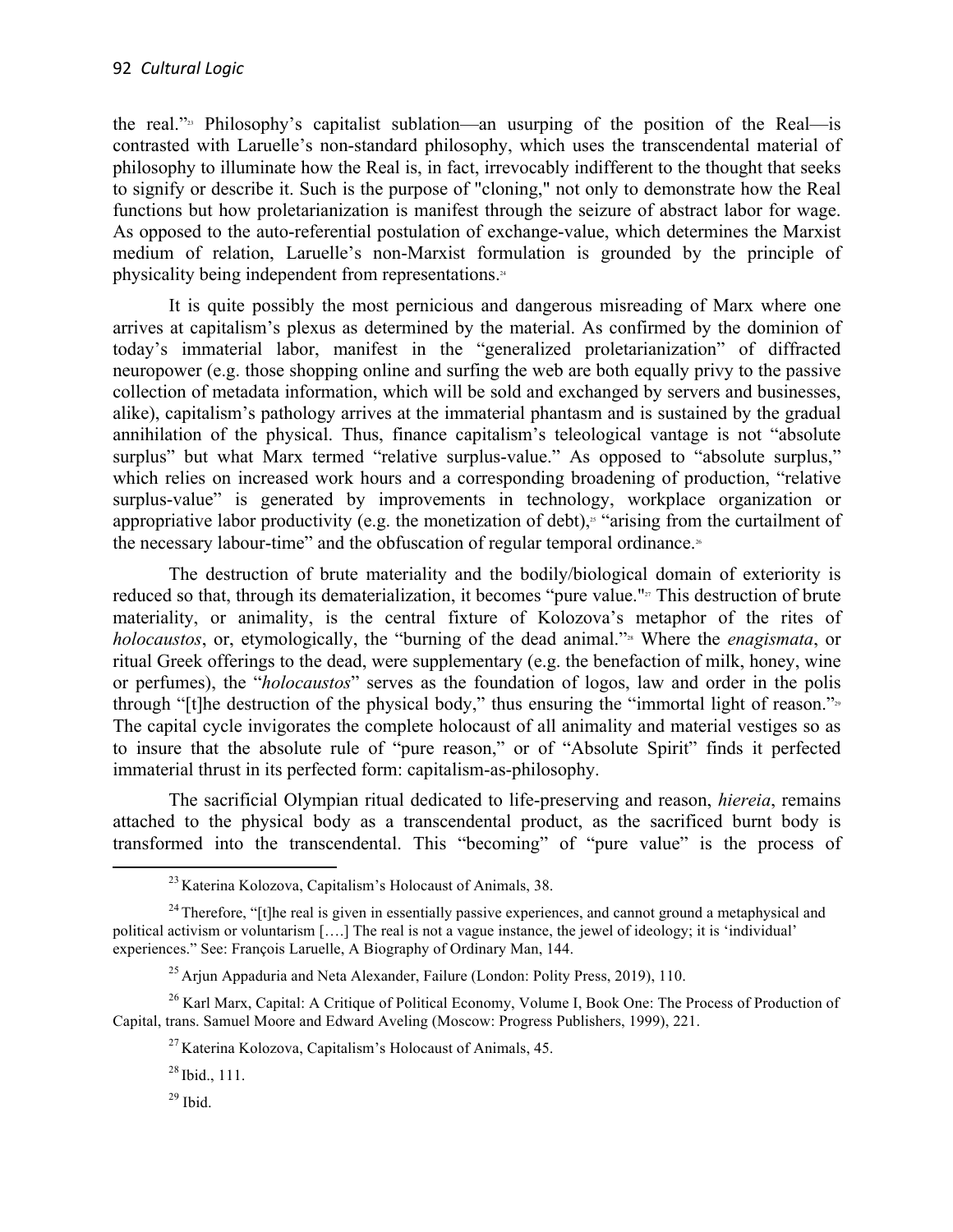the real."[23] Philosophy's capitalist sublation—an usurping of the position of the Real—is contrasted with Laruelle's non-standard philosophy, which uses the transcendental material of philosophy to illuminate how the Real is, in fact, irrevocably indifferent to the thought that seeks to signify or describe it. Such is the purpose of "cloning," not only to demonstrate how the Real functions but how proletarianization is manifest through the seizure of abstract labor for wage. As opposed to the auto-referential postulation of exchange-value, which determines the Marxist medium of relation, Laruelle's non-Marxist formulation is grounded by the principle of physicality being independent from representations.[24]

It is quite possibly the most pernicious and dangerous misreading of Marx where one arrives at capitalism's plexus as determined by the material. As confirmed by the dominion of today's immaterial labor, manifest in the "generalized proletarianization" of diffracted neuropower (e.g. those shopping online and surfing the web are both equally privy to the passive collection of metadata information, which will be sold and exchanged by servers and businesses, alike), capitalism's pathology arrives at the immaterial phantasm and is sustained by the gradual annihilation of the physical. Thus, finance capitalism's teleological vantage is not "absolute surplus" but what Marx termed "relative surplus-value." As opposed to "absolute surplus," which relies on increased work hours and a corresponding broadening of production, "relative surplus-value" is generated by improvements in technology, workplace organization or appropriative labor productivity (e.g. the monetization of debt),[25] "arising from the curtailment of the necessary labour-time" and the obfuscation of regular temporal ordinance.[26]

The destruction of brute materiality and the bodily/biological domain of exteriority is reduced so that, through its dematerialization, it becomes "pure value."[27] This destruction of brute materiality, or animality, is the central fixture of Kolozova's metaphor of the rites of *holocaustos*, or, etymologically, the "burning of the dead animal."[28] Where the *enagismata*, or ritual Greek offerings to the dead, were supplementary (e.g. the benefaction of milk, honey, wine or perfumes), the "*holocaustos*" serves as the foundation of logos, law and order in the polis through "[t]he destruction of the physical body," thus ensuring the "immortal light of reason."[29] The capital cycle invigorates the complete holocaust of all animality and material vestiges so as to insure that the absolute rule of "pure reason," or of "Absolute Spirit" finds it perfected immaterial thrust in its perfected form: capitalism-as-philosophy.

The sacrificial Olympian ritual dedicated to life-preserving and reason, *hiereia*, remains attached to the physical body as a transcendental product, as the sacrificed burnt body is transformed into the transcendental. This "becoming" of "pure value" is the process of

---

[23] Katerina Kolozova, Capitalism's Holocaust of Animals, 38.

[24] Therefore, "[t]he real is given in essentially passive experiences, and cannot ground a metaphysical and political activism or voluntarism [….] The real is not a vague instance, the jewel of ideology; it is 'individual' experiences." See: François Laruelle, A Biography of Ordinary Man, 144.

[25] Arjun Appaduria and Neta Alexander, Failure (London: Polity Press, 2019), 110.

[26] Karl Marx, Capital: A Critique of Political Economy, Volume I, Book One: The Process of Production of Capital, trans. Samuel Moore and Edward Aveling (Moscow: Progress Publishers, 1999), 221.

[27] Katerina Kolozova, Capitalism's Holocaust of Animals, 45.

[28] Ibid., 111.

[29] Ibid.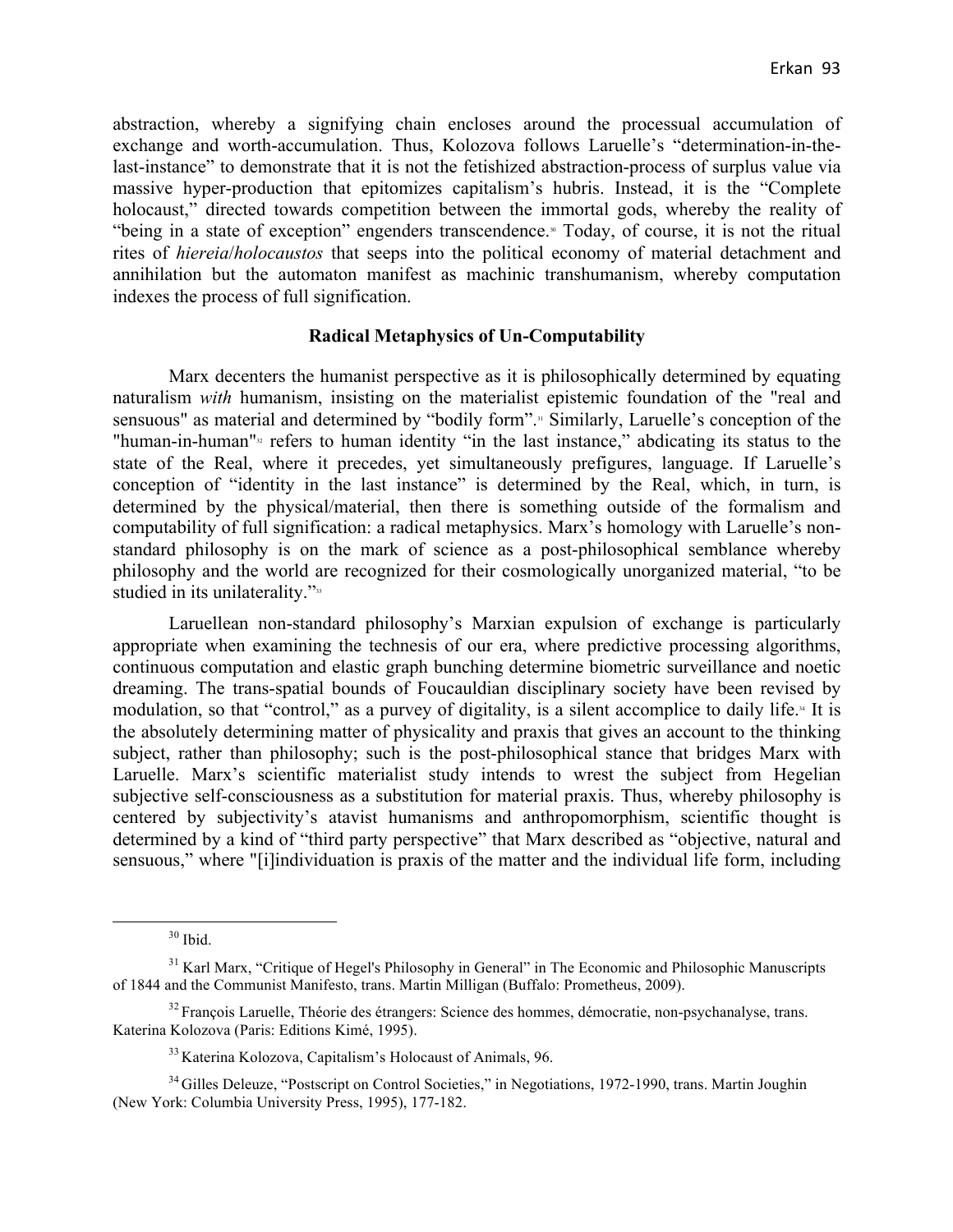abstraction, whereby a signifying chain encloses around the processual accumulation of exchange and worth-accumulation. Thus, Kolozova follows Laruelle's "determination-in-the-last-instance" to demonstrate that it is not the fetishized abstraction-process of surplus value via massive hyper-production that epitomizes capitalism's hubris. Instead, it is the "Complete holocaust," directed towards competition between the immortal gods, whereby the reality of "being in a state of exception" engenders transcendence.[30] Today, of course, it is not the ritual rites of *hiereia*/*holocaustos* that seeps into the political economy of material detachment and annihilation but the automaton manifest as machinic transhumanism, whereby computation indexes the process of full signification.

### Radical Metaphysics of Un-Computability

Marx decenters the humanist perspective as it is philosophically determined by equating naturalism *with* humanism, insisting on the materialist epistemic foundation of the "real and sensuous" as material and determined by "bodily form".[31] Similarly, Laruelle's conception of the "human-in-human"[32] refers to human identity "in the last instance," abdicating its status to the state of the Real, where it precedes, yet simultaneously prefigures, language. If Laruelle's conception of "identity in the last instance" is determined by the Real, which, in turn, is determined by the physical/material, then there is something outside of the formalism and computability of full signification: a radical metaphysics. Marx's homology with Laruelle's non-standard philosophy is on the mark of science as a post-philosophical semblance whereby philosophy and the world are recognized for their cosmologically unorganized material, "to be studied in its unilaterality."[33]

Laruellean non-standard philosophy's Marxian expulsion of exchange is particularly appropriate when examining the technesis of our era, where predictive processing algorithms, continuous computation and elastic graph bunching determine biometric surveillance and noetic dreaming. The trans-spatial bounds of Foucauldian disciplinary society have been revised by modulation, so that "control," as a purvey of digitality, is a silent accomplice to daily life.[34] It is the absolutely determining matter of physicality and praxis that gives an account to the thinking subject, rather than philosophy; such is the post-philosophical stance that bridges Marx with Laruelle. Marx's scientific materialist study intends to wrest the subject from Hegelian subjective self-consciousness as a substitution for material praxis. Thus, whereby philosophy is centered by subjectivity's atavist humanisms and anthropomorphism, scientific thought is determined by a kind of "third party perspective" that Marx described as "objective, natural and sensuous," where "[i]individuation is praxis of the matter and the individual life form, including

---

[30] Ibid.

[31] Karl Marx, "Critique of Hegel's Philosophy in General" in The Economic and Philosophic Manuscripts of 1844 and the Communist Manifesto, trans. Martin Milligan (Buffalo: Prometheus, 2009).

[32] François Laruelle, Théorie des étrangers: Science des hommes, démocratie, non-psychanalyse, trans. Katerina Kolozova (Paris: Editions Kimé, 1995).

[33] Katerina Kolozova, Capitalism's Holocaust of Animals, 96.

[34] Gilles Deleuze, "Postscript on Control Societies," in Negotiations, 1972-1990, trans. Martin Joughin (New York: Columbia University Press, 1995), 177-182.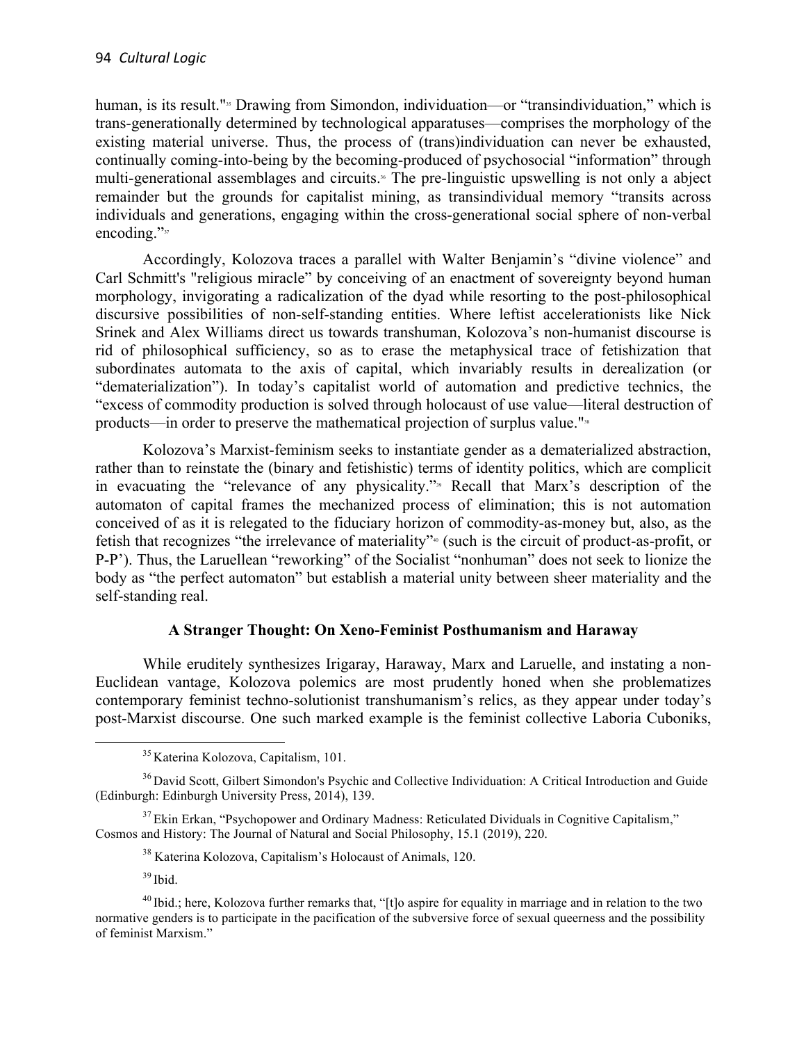human, is its result."[35] Drawing from Simondon, individuation—or "transindividuation," which is trans-generationally determined by technological apparatuses—comprises the morphology of the existing material universe. Thus, the process of (trans)individuation can never be exhausted, continually coming-into-being by the becoming-produced of psychosocial "information" through multi-generational assemblages and circuits.[36] The pre-linguistic upswelling is not only a abject remainder but the grounds for capitalist mining, as transindividual memory "transits across individuals and generations, engaging within the cross-generational social sphere of non-verbal encoding."[37]

Accordingly, Kolozova traces a parallel with Walter Benjamin's "divine violence" and Carl Schmitt's "religious miracle" by conceiving of an enactment of sovereignty beyond human morphology, invigorating a radicalization of the dyad while resorting to the post-philosophical discursive possibilities of non-self-standing entities. Where leftist accelerationists like Nick Srinek and Alex Williams direct us towards transhuman, Kolozova's non-humanist discourse is rid of philosophical sufficiency, so as to erase the metaphysical trace of fetishization that subordinates automata to the axis of capital, which invariably results in derealization (or "dematerialization"). In today's capitalist world of automation and predictive technics, the "excess of commodity production is solved through holocaust of use value—literal destruction of products—in order to preserve the mathematical projection of surplus value."[38]

Kolozova's Marxist-feminism seeks to instantiate gender as a dematerialized abstraction, rather than to reinstate the (binary and fetishistic) terms of identity politics, which are complicit in evacuating the "relevance of any physicality."[39] Recall that Marx's description of the automaton of capital frames the mechanized process of elimination; this is not automation conceived of as it is relegated to the fiduciary horizon of commodity-as-money but, also, as the fetish that recognizes "the irrelevance of materiality"[40] (such is the circuit of product-as-profit, or P-P'). Thus, the Laruellean "reworking" of the Socialist "nonhuman" does not seek to lionize the body as "the perfect automaton" but establish a material unity between sheer materiality and the self-standing real.

### A Stranger Thought: On Xeno-Feminist Posthumanism and Haraway

While eruditely synthesizes Irigaray, Haraway, Marx and Laruelle, and instating a non-Euclidean vantage, Kolozova polemics are most prudently honed when she problematizes contemporary feminist techno-solutionist transhumanism's relics, as they appear under today's post-Marxist discourse. One such marked example is the feminist collective Laboria Cuboniks,

---

[35] Katerina Kolozova, Capitalism, 101.

[36] David Scott, Gilbert Simondon's Psychic and Collective Individuation: A Critical Introduction and Guide (Edinburgh: Edinburgh University Press, 2014), 139.

[37] Ekin Erkan, "Psychopower and Ordinary Madness: Reticulated Dividuals in Cognitive Capitalism," Cosmos and History: The Journal of Natural and Social Philosophy, 15.1 (2019), 220.

[38] Katerina Kolozova, Capitalism's Holocaust of Animals, 120.

[39] Ibid.

[40] Ibid.; here, Kolozova further remarks that, "[t]o aspire for equality in marriage and in relation to the two normative genders is to participate in the pacification of the subversive force of sexual queerness and the possibility of feminist Marxism."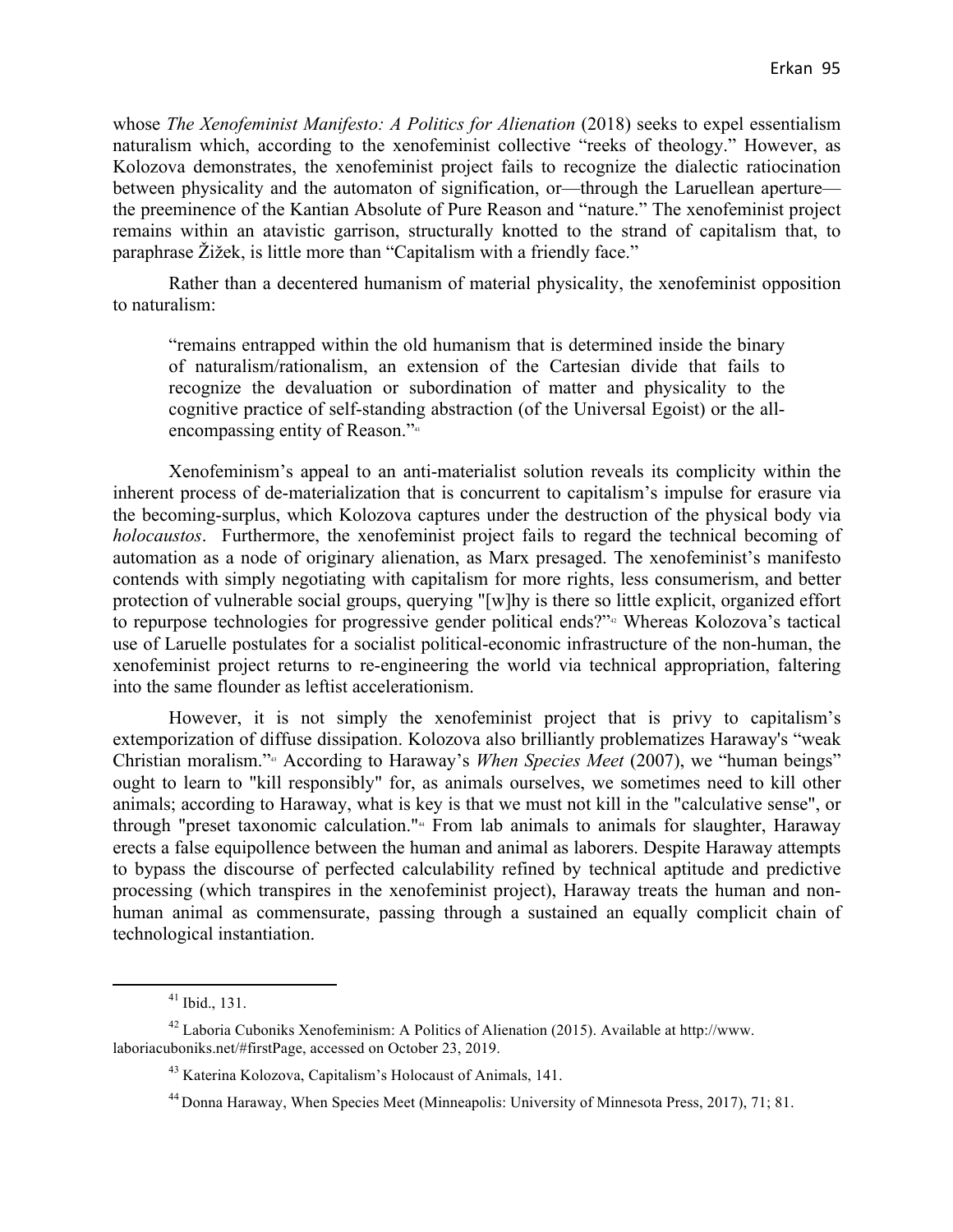whose *The Xenofeminist Manifesto: A Politics for Alienation* (2018) seeks to expel essentialism naturalism which, according to the xenofeminist collective "reeks of theology." However, as Kolozova demonstrates, the xenofeminist project fails to recognize the dialectic ratiocination between physicality and the automaton of signification, or—through the Laruellean aperture—the preeminence of the Kantian Absolute of Pure Reason and "nature." The xenofeminist project remains within an atavistic garrison, structurally knotted to the strand of capitalism that, to paraphrase Žižek, is little more than "Capitalism with a friendly face."

Rather than a decentered humanism of material physicality, the xenofeminist opposition to naturalism:

> "remains entrapped within the old humanism that is determined inside the binary of naturalism/rationalism, an extension of the Cartesian divide that fails to recognize the devaluation or subordination of matter and physicality to the cognitive practice of self-standing abstraction (of the Universal Egoist) or the all-encompassing entity of Reason."[41]

Xenofeminism's appeal to an anti-materialist solution reveals its complicity within the inherent process of de-materialization that is concurrent to capitalism's impulse for erasure via the becoming-surplus, which Kolozova captures under the destruction of the physical body via *holocaustos*. Furthermore, the xenofeminist project fails to regard the technical becoming of automation as a node of originary alienation, as Marx presaged. The xenofeminist's manifesto contends with simply negotiating with capitalism for more rights, less consumerism, and better protection of vulnerable social groups, querying "[w]hy is there so little explicit, organized effort to repurpose technologies for progressive gender political ends?"[42] Whereas Kolozova's tactical use of Laruelle postulates for a socialist political-economic infrastructure of the non-human, the xenofeminist project returns to re-engineering the world via technical appropriation, faltering into the same flounder as leftist accelerationism.

However, it is not simply the xenofeminist project that is privy to capitalism's extemporization of diffuse dissipation. Kolozova also brilliantly problematizes Haraway's "weak Christian moralism."[43] According to Haraway's *When Species Meet* (2007), we "human beings" ought to learn to "kill responsibly" for, as animals ourselves, we sometimes need to kill other animals; according to Haraway, what is key is that we must not kill in the "calculative sense", or through "preset taxonomic calculation."[44] From lab animals to animals for slaughter, Haraway erects a false equipollence between the human and animal as laborers. Despite Haraway attempts to bypass the discourse of perfected calculability refined by technical aptitude and predictive processing (which transpires in the xenofeminist project), Haraway treats the human and non-human animal as commensurate, passing through a sustained an equally complicit chain of technological instantiation.

---

[41] Ibid., 131.

[42] Laboria Cuboniks Xenofeminism: A Politics of Alienation (2015). Available at http://www.laboriacuboniks.net/#firstPage, accessed on October 23, 2019.

[43] Katerina Kolozova, Capitalism's Holocaust of Animals, 141.

[44] Donna Haraway, When Species Meet (Minneapolis: University of Minnesota Press, 2017), 71; 81.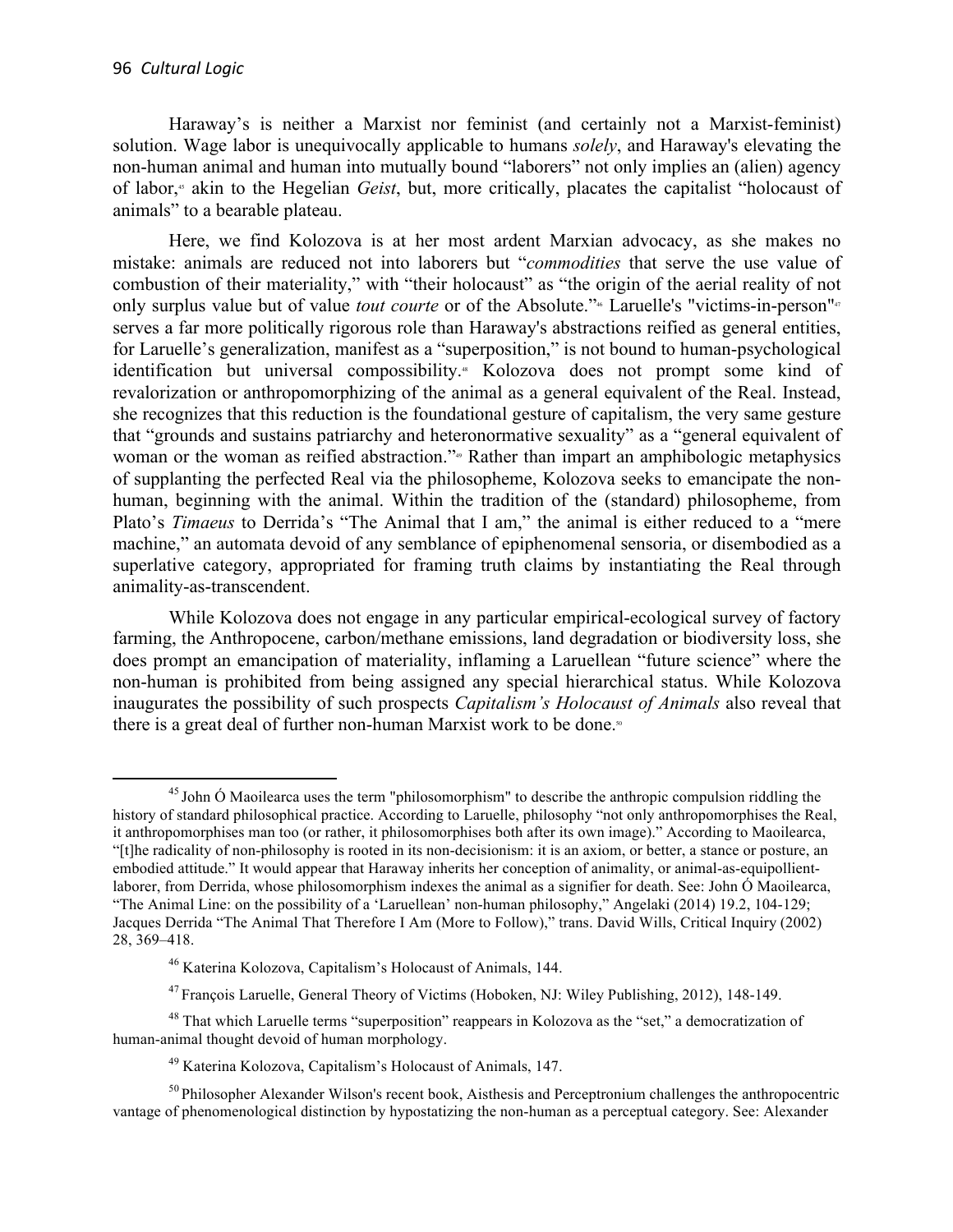Haraway's is neither a Marxist nor feminist (and certainly not a Marxist-feminist) solution. Wage labor is unequivocally applicable to humans *solely*, and Haraway's elevating the non-human animal and human into mutually bound "laborers" not only implies an (alien) agency of labor,[45] akin to the Hegelian *Geist*, but, more critically, placates the capitalist "holocaust of animals" to a bearable plateau.

Here, we find Kolozova is at her most ardent Marxian advocacy, as she makes no mistake: animals are reduced not into laborers but "*commodities* that serve the use value of combustion of their materiality," with "their holocaust" as "the origin of the aerial reality of not only surplus value but of value *tout courte* or of the Absolute."[46] Laruelle's "victims-in-person"[47] serves a far more politically rigorous role than Haraway's abstractions reified as general entities, for Laruelle's generalization, manifest as a "superposition," is not bound to human-psychological identification but universal compossibility.[48] Kolozova does not prompt some kind of revalorization or anthropomorphizing of the animal as a general equivalent of the Real. Instead, she recognizes that this reduction is the foundational gesture of capitalism, the very same gesture that "grounds and sustains patriarchy and heteronormative sexuality" as a "general equivalent of woman or the woman as reified abstraction."[49] Rather than impart an amphibologic metaphysics of supplanting the perfected Real via the philosopheme, Kolozova seeks to emancipate the non-human, beginning with the animal. Within the tradition of the (standard) philosopheme, from Plato's *Timaeus* to Derrida's "The Animal that I am," the animal is either reduced to a "mere machine," an automata devoid of any semblance of epiphenomenal sensoria, or disembodied as a superlative category, appropriated for framing truth claims by instantiating the Real through animality-as-transcendent.

While Kolozova does not engage in any particular empirical-ecological survey of factory farming, the Anthropocene, carbon/methane emissions, land degradation or biodiversity loss, she does prompt an emancipation of materiality, inflaming a Laruellean "future science" where the non-human is prohibited from being assigned any special hierarchical status. While Kolozova inaugurates the possibility of such prospects *Capitalism's Holocaust of Animals* also reveal that there is a great deal of further non-human Marxist work to be done.[50]

---

[45] John Ó Maoilearca uses the term "philosomorphism" to describe the anthropic compulsion riddling the history of standard philosophical practice. According to Laruelle, philosophy "not only anthropomorphises the Real, it anthropomorphises man too (or rather, it philosomorphises both after its own image)." According to Maoilearca, "[t]he radicality of non-philosophy is rooted in its non-decisionism: it is an axiom, or better, a stance or posture, an embodied attitude." It would appear that Haraway inherits her conception of animality, or animal-as-equipollient-laborer, from Derrida, whose philosomorphism indexes the animal as a signifier for death. See: John Ó Maoilearca, "The Animal Line: on the possibility of a 'Laruellean' non-human philosophy," Angelaki (2014) 19.2, 104-129; Jacques Derrida "The Animal That Therefore I Am (More to Follow)," trans. David Wills, Critical Inquiry (2002) 28, 369–418.

[46] Katerina Kolozova, Capitalism's Holocaust of Animals, 144.

[47] François Laruelle, General Theory of Victims (Hoboken, NJ: Wiley Publishing, 2012), 148-149.

[48] That which Laruelle terms "superposition" reappears in Kolozova as the "set," a democratization of human-animal thought devoid of human morphology.

[49] Katerina Kolozova, Capitalism's Holocaust of Animals, 147.

[50] Philosopher Alexander Wilson's recent book, Aisthesis and Perceptronium challenges the anthropocentric vantage of phenomenological distinction by hypostatizing the non-human as a perceptual category. See: Alexander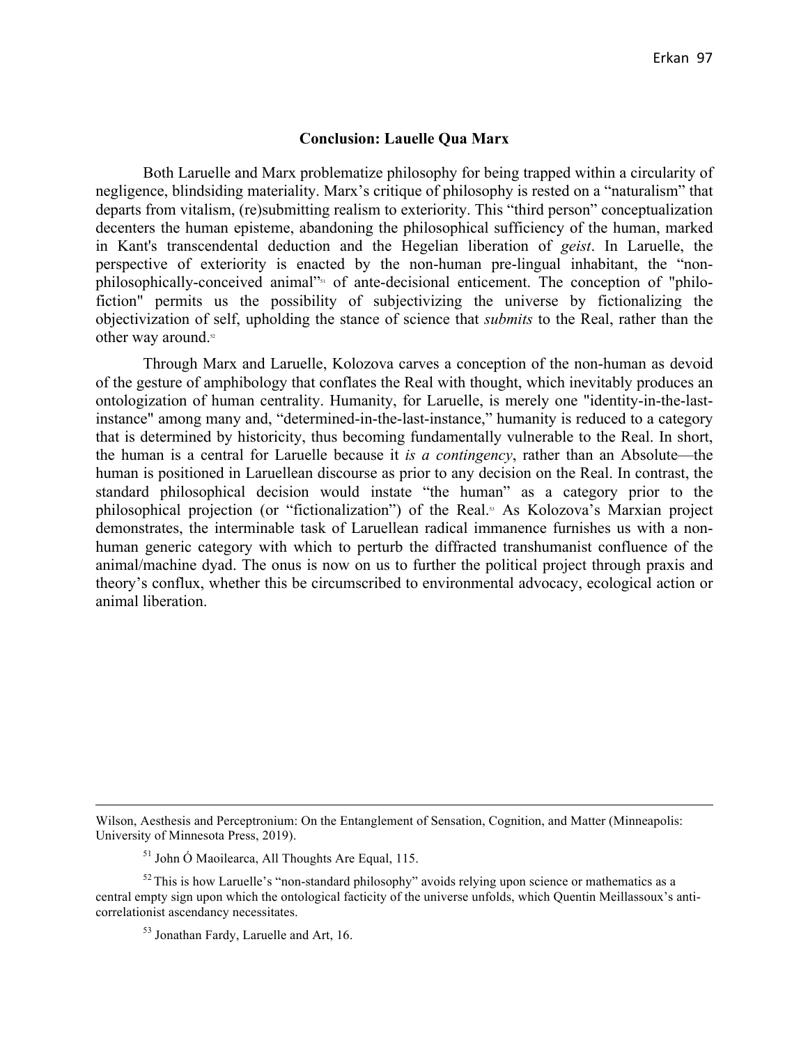## Conclusion: Lauelle Qua Marx

Both Laruelle and Marx problematize philosophy for being trapped within a circularity of negligence, blindsiding materiality. Marx's critique of philosophy is rested on a "naturalism" that departs from vitalism, (re)submitting realism to exteriority. This "third person" conceptualization decenters the human episteme, abandoning the philosophical sufficiency of the human, marked in Kant's transcendental deduction and the Hegelian liberation of *geist*. In Laruelle, the perspective of exteriority is enacted by the non-human pre-lingual inhabitant, the "non-philosophically-conceived animal"[51] of ante-decisional enticement. The conception of "philo-fiction" permits us the possibility of subjectivizing the universe by fictionalizing the objectivization of self, upholding the stance of science that *submits* to the Real, rather than the other way around.[52]

Through Marx and Laruelle, Kolozova carves a conception of the non-human as devoid of the gesture of amphibology that conflates the Real with thought, which inevitably produces an ontologization of human centrality. Humanity, for Laruelle, is merely one "identity-in-the-last-instance" among many and, "determined-in-the-last-instance," humanity is reduced to a category that is determined by historicity, thus becoming fundamentally vulnerable to the Real. In short, the human is a central for Laruelle because it *is a contingency*, rather than an Absolute—the human is positioned in Laruellean discourse as prior to any decision on the Real. In contrast, the standard philosophical decision would instate "the human" as a category prior to the philosophical projection (or "fictionalization") of the Real.[53] As Kolozova's Marxian project demonstrates, the interminable task of Laruellean radical immanence furnishes us with a non-human generic category with which to perturb the diffracted transhumanist confluence of the animal/machine dyad. The onus is now on us to further the political project through praxis and theory's conflux, whether this be circumscribed to environmental advocacy, ecological action or animal liberation.

---

Wilson, Aesthesis and Perceptronium: On the Entanglement of Sensation, Cognition, and Matter (Minneapolis: University of Minnesota Press, 2019).

[51] John Ó Maoilearca, All Thoughts Are Equal, 115.

[52] This is how Laruelle's "non-standard philosophy" avoids relying upon science or mathematics as a central empty sign upon which the ontological facticity of the universe unfolds, which Quentin Meillassoux's anti-correlationist ascendancy necessitates.

[53] Jonathan Fardy, Laruelle and Art, 16.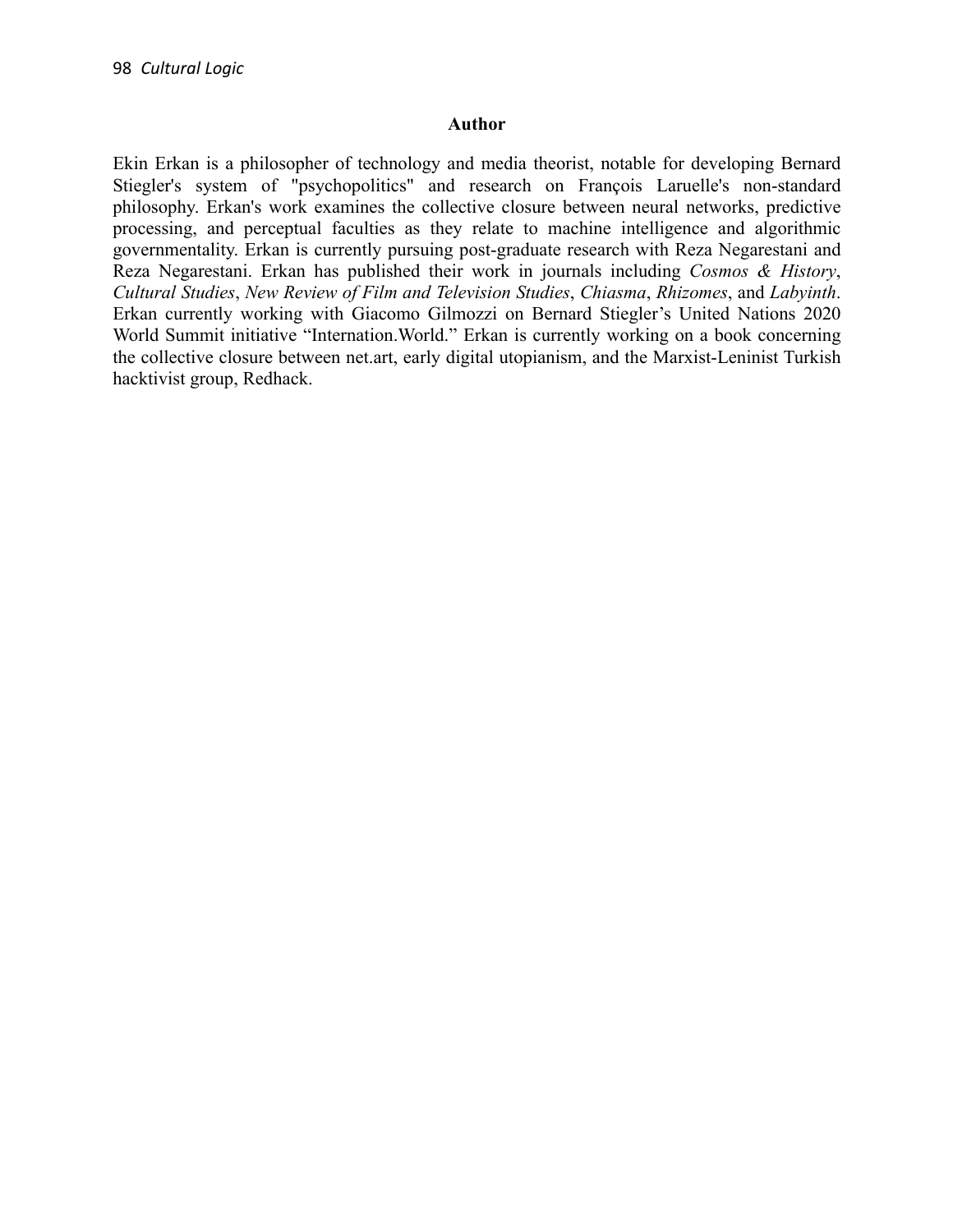**Author**

Ekin Erkan is a philosopher of technology and media theorist, notable for developing Bernard Stiegler's system of "psychopolitics" and research on François Laruelle's non-standard philosophy. Erkan's work examines the collective closure between neural networks, predictive processing, and perceptual faculties as they relate to machine intelligence and algorithmic governmentality. Erkan is currently pursuing post-graduate research with Reza Negarestani and Reza Negarestani. Erkan has published their work in journals including *Cosmos & History*, *Cultural Studies*, *New Review of Film and Television Studies*, *Chiasma*, *Rhizomes*, and *Labyinth*. Erkan currently working with Giacomo Gilmozzi on Bernard Stiegler's United Nations 2020 World Summit initiative "Internation.World." Erkan is currently working on a book concerning the collective closure between net.art, early digital utopianism, and the Marxist-Leninist Turkish hacktivist group, Redhack.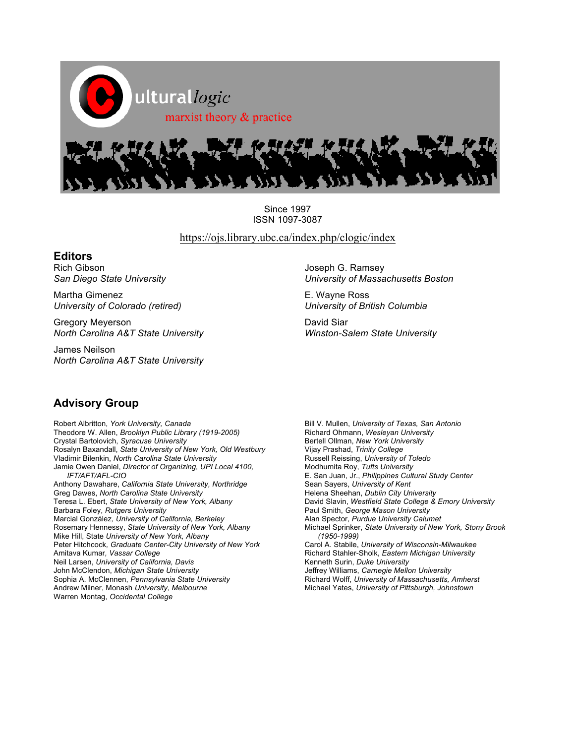Cultural *logic*

marxist theory & practice

Since 1997
ISSN 1097-3087

https://ojs.library.ubc.ca/index.php/clogic/index

## Editors

Rich Gibson
*San Diego State University*

Martha Gimenez
*University of Colorado (retired)*

Gregory Meyerson
*North Carolina A&T State University*

James Neilson
*North Carolina A&T State University*

Joseph G. Ramsey
*University of Massachusetts Boston*

E. Wayne Ross
*University of British Columbia*

David Siar
*Winston-Salem State University*

## Advisory Group

Robert Albritton, *York University, Canada*
Theodore W. Allen, *Brooklyn Public Library (1919-2005)*
Crystal Bartolovich, *Syracuse University*
Rosalyn Baxandall, *State University of New York, Old Westbury*
Vladimir Bilenkin, *North Carolina State University*
Jamie Owen Daniel, *Director of Organizing, UPI Local 4100, IFT/AFT/AFL-CIO*
Anthony Dawahare, *California State University, Northridge*
Greg Dawes, *North Carolina State University*
Teresa L. Ebert, *State University of New York, Albany*
Barbara Foley, *Rutgers University*
Marcial González*, University of California, Berkeley*
Rosemary Hennessy, *State University of New York, Albany*
Mike Hill, State *University of New York, Albany*
Peter Hitchcock*, Graduate Center-City University of New York*
Amitava Kumar*, Vassar College*
Neil Larsen, *University of California, Davis*
John McClendon, *Michigan State University*
Sophia A. McClennen, *Pennsylvania State University*
Andrew Milner, Monash *University, Melbourne*
Warren Montag, *Occidental College*
Bill V. Mullen, *University of Texas, San Antonio*
Richard Ohmann, *Wesleyan University*
Bertell Ollman, *New York University*
Vijay Prashad, *Trinity College*
Russell Reissing, *University of Toledo*
Modhumita Roy, *Tufts University*
E. San Juan, Jr., *Philippines Cultural Study Center*
Sean Sayers, *University of Kent*
Helena Sheehan, *Dublin City University*
David Slavin, *Westfield State College & Emory University*
Paul Smith, *George Mason University*
Alan Spector, *Purdue University Calumet*
Michael Sprinker, *State University of New York, Stony Brook (1950-1999)*
Carol A. Stabile, *University of Wisconsin-Milwaukee*
Richard Stahler-Sholk, *Eastern Michigan University*
Kenneth Surin, *Duke University*
Jeffrey Williams, *Carnegie Mellon University*
Richard Wolff, *University of Massachusetts, Amherst*
Michael Yates, *University of Pittsburgh, Johnstown*